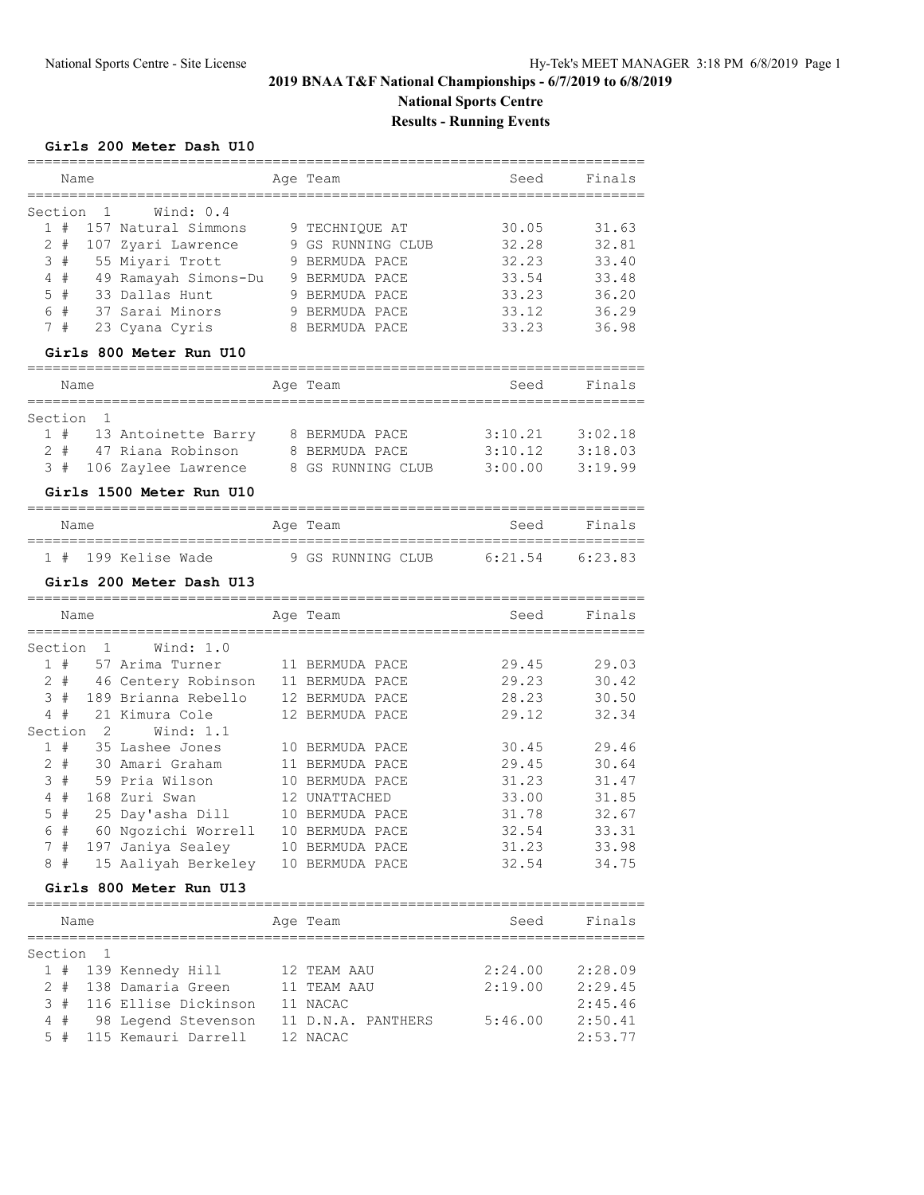# 2019 BNAA T&F National Championships - 6/7/2019 to 6/8/2019

## National Sports Centre

## Results - Running Events

### Girls 200 Meter Dash U10

| Place | # | Name | Age | Team | Seed | Finals |
|---|---|---|---|---|---|---|
| **Section 1** | | **Wind: 0.4** | | | | |
| 1 | 157 | Natural Simmons | 9 | TECHNIQUE AT | 30.05 | 31.63 |
| 2 | 107 | Zyari Lawrence | 9 | GS RUNNING CLUB | 32.28 | 32.81 |
| 3 | 55 | Miyari Trott | 9 | BERMUDA PACE | 32.23 | 33.40 |
| 4 | 49 | Ramayah Simons-Du | 9 | BERMUDA PACE | 33.54 | 33.48 |
| 5 | 33 | Dallas Hunt | 9 | BERMUDA PACE | 33.23 | 36.20 |
| 6 | 37 | Sarai Minors | 9 | BERMUDA PACE | 33.12 | 36.29 |
| 7 | 23 | Cyana Cyris | 8 | BERMUDA PACE | 33.23 | 36.98 |

### Girls 800 Meter Run U10

| Place | # | Name | Age | Team | Seed | Finals |
|---|---|---|---|---|---|---|
| **Section 1** | | | | | | |
| 1 | 13 | Antoinette Barry | 8 | BERMUDA PACE | 3:10.21 | 3:02.18 |
| 2 | 47 | Riana Robinson | 8 | BERMUDA PACE | 3:10.12 | 3:18.03 |
| 3 | 106 | Zaylee Lawrence | 8 | GS RUNNING CLUB | 3:00.00 | 3:19.99 |

### Girls 1500 Meter Run U10

| Place | # | Name | Age | Team | Seed | Finals |
|---|---|---|---|---|---|---|
| 1 | 199 | Kelise Wade | 9 | GS RUNNING CLUB | 6:21.54 | 6:23.83 |

### Girls 200 Meter Dash U13

| Place | # | Name | Age | Team | Seed | Finals |
|---|---|---|---|---|---|---|
| **Section 1** | | **Wind: 1.0** | | | | |
| 1 | 57 | Arima Turner | 11 | BERMUDA PACE | 29.45 | 29.03 |
| 2 | 46 | Centery Robinson | 11 | BERMUDA PACE | 29.23 | 30.42 |
| 3 | 189 | Brianna Rebello | 12 | BERMUDA PACE | 28.23 | 30.50 |
| 4 | 21 | Kimura Cole | 12 | BERMUDA PACE | 29.12 | 32.34 |
| **Section 2** | | **Wind: 1.1** | | | | |
| 1 | 35 | Lashee Jones | 10 | BERMUDA PACE | 30.45 | 29.46 |
| 2 | 30 | Amari Graham | 11 | BERMUDA PACE | 29.45 | 30.64 |
| 3 | 59 | Pria Wilson | 10 | BERMUDA PACE | 31.23 | 31.47 |
| 4 | 168 | Zuri Swan | 12 | UNATTACHED | 33.00 | 31.85 |
| 5 | 25 | Day'asha Dill | 10 | BERMUDA PACE | 31.78 | 32.67 |
| 6 | 60 | Ngozichi Worrell | 10 | BERMUDA PACE | 32.54 | 33.31 |
| 7 | 197 | Janiya Sealey | 10 | BERMUDA PACE | 31.23 | 33.98 |
| 8 | 15 | Aaliyah Berkeley | 10 | BERMUDA PACE | 32.54 | 34.75 |

### Girls 800 Meter Run U13

| Place | # | Name | Age | Team | Seed | Finals |
|---|---|---|---|---|---|---|
| **Section 1** | | | | | | |
| 1 | 139 | Kennedy Hill | 12 | TEAM AAU | 2:24.00 | 2:28.09 |
| 2 | 138 | Damaria Green | 11 | TEAM AAU | 2:19.00 | 2:29.45 |
| 3 | 116 | Ellise Dickinson | 11 | NACAC | | 2:45.46 |
| 4 | 98 | Legend Stevenson | 11 | D.N.A. PANTHERS | 5:46.00 | 2:50.41 |
| 5 | 115 | Kemauri Darrell | 12 | NACAC | | 2:53.77 |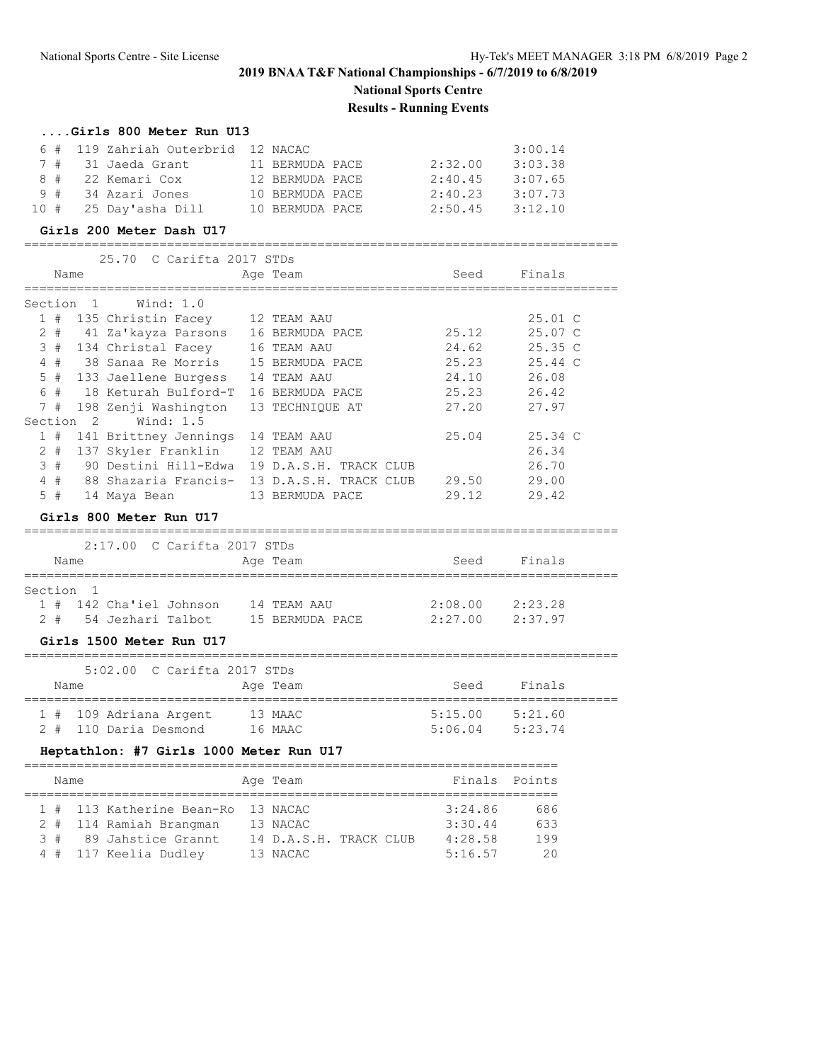# 2019 BNAA T&F National Championships - 6/7/2019 to 6/8/2019

## National Sports Centre

## Results - Running Events

### ....Girls 800 Meter Run U13

| Place | # | Name | Age | Team | Seed | Finals |
|---|---|---|---|---|---|---|
| 6 | 119 | Zahriah Outerbrid | 12 | NACAC | | 3:00.14 |
| 7 | 31 | Jaeda Grant | 11 | BERMUDA PACE | 2:32.00 | 3:03.38 |
| 8 | 22 | Kemari Cox | 12 | BERMUDA PACE | 2:40.45 | 3:07.65 |
| 9 | 34 | Azari Jones | 10 | BERMUDA PACE | 2:40.23 | 3:07.73 |
| 10 | 25 | Day'asha Dill | 10 | BERMUDA PACE | 2:50.45 | 3:12.10 |

### Girls 200 Meter Dash U17

25.70 C Carifta 2017 STDs

**Section 1 Wind: 1.0**

| Place | # | Name | Age | Team | Seed | Finals |
|---|---|---|---|---|---|---|
| 1 | 135 | Christin Facey | 12 | TEAM AAU | | 25.01 C |
| 2 | 41 | Za'kayza Parsons | 16 | BERMUDA PACE | 25.12 | 25.07 C |
| 3 | 134 | Christal Facey | 16 | TEAM AAU | 24.62 | 25.35 C |
| 4 | 38 | Sanaa Re Morris | 15 | BERMUDA PACE | 25.23 | 25.44 C |
| 5 | 133 | Jaellene Burgess | 14 | TEAM AAU | 24.10 | 26.08 |
| 6 | 18 | Keturah Bulford-T | 16 | BERMUDA PACE | 25.23 | 26.42 |
| 7 | 198 | Zenji Washington | 13 | TECHNIQUE AT | 27.20 | 27.97 |

**Section 2 Wind: 1.5**

| Place | # | Name | Age | Team | Seed | Finals |
|---|---|---|---|---|---|---|
| 1 | 141 | Brittney Jennings | 14 | TEAM AAU | 25.04 | 25.34 C |
| 2 | 137 | Skyler Franklin | 12 | TEAM AAU | | 26.34 |
| 3 | 90 | Destini Hill-Edwa | 19 | D.A.S.H. TRACK CLUB | | 26.70 |
| 4 | 88 | Shazaria Francis- | 13 | D.A.S.H. TRACK CLUB | 29.50 | 29.00 |
| 5 | 14 | Maya Bean | 13 | BERMUDA PACE | 29.12 | 29.42 |

### Girls 800 Meter Run U17

2:17.00 C Carifta 2017 STDs

**Section 1**

| Place | # | Name | Age | Team | Seed | Finals |
|---|---|---|---|---|---|---|
| 1 | 142 | Cha'iel Johnson | 14 | TEAM AAU | 2:08.00 | 2:23.28 |
| 2 | 54 | Jezhari Talbot | 15 | BERMUDA PACE | 2:27.00 | 2:37.97 |

### Girls 1500 Meter Run U17

5:02.00 C Carifta 2017 STDs

| Place | # | Name | Age | Team | Seed | Finals |
|---|---|---|---|---|---|---|
| 1 | 109 | Adriana Argent | 13 | MAAC | 5:15.00 | 5:21.60 |
| 2 | 110 | Daria Desmond | 16 | MAAC | 5:06.04 | 5:23.74 |

### Heptathlon: #7 Girls 1000 Meter Run U17

| Place | # | Name | Age | Team | Finals | Points |
|---|---|---|---|---|---|---|
| 1 | 113 | Katherine Bean-Ro | 13 | NACAC | 3:24.86 | 686 |
| 2 | 114 | Ramiah Brangman | 13 | NACAC | 3:30.44 | 633 |
| 3 | 89 | Jahstice Grannt | 14 | D.A.S.H. TRACK CLUB | 4:28.58 | 199 |
| 4 | 117 | Keelia Dudley | 13 | NACAC | 5:16.57 | 20 |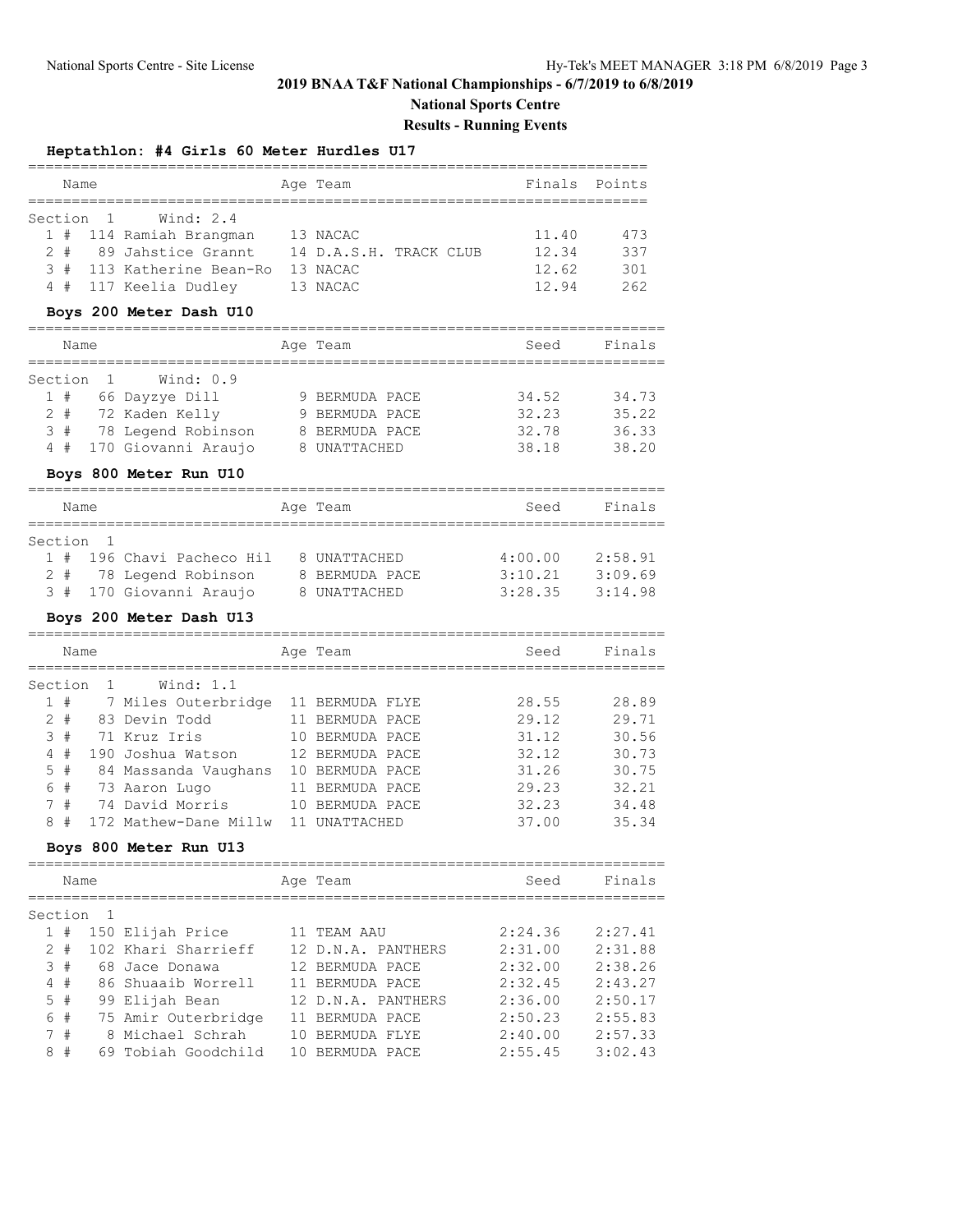## 2019 BNAA T&F National Championships - 6/7/2019 to 6/8/2019

### National Sports Centre

### Results - Running Events

#### Heptathlon: #4 Girls 60 Meter Hurdles U17

Section 1 Wind: 2.4

| Place | # | Bib | Name | Age | Team | Finals | Points |
|---|---|---|---|---|---|---|---|
| 1 | # | 114 | Ramiah Brangman | 13 | NACAC | 11.40 | 473 |
| 2 | # | 89 | Jahstice Grannt | 14 | D.A.S.H. TRACK CLUB | 12.34 | 337 |
| 3 | # | 113 | Katherine Bean-Ro | 13 | NACAC | 12.62 | 301 |
| 4 | # | 117 | Keelia Dudley | 13 | NACAC | 12.94 | 262 |

#### Boys 200 Meter Dash U10

Section 1 Wind: 0.9

| Place | # | Bib | Name | Age | Team | Seed | Finals |
|---|---|---|---|---|---|---|---|
| 1 | # | 66 | Dayzye Dill | 9 | BERMUDA PACE | 34.52 | 34.73 |
| 2 | # | 72 | Kaden Kelly | 9 | BERMUDA PACE | 32.23 | 35.22 |
| 3 | # | 78 | Legend Robinson | 8 | BERMUDA PACE | 32.78 | 36.33 |
| 4 | # | 170 | Giovanni Araujo | 8 | UNATTACHED | 38.18 | 38.20 |

#### Boys 800 Meter Run U10

Section 1

| Place | # | Bib | Name | Age | Team | Seed | Finals |
|---|---|---|---|---|---|---|---|
| 1 | # | 196 | Chavi Pacheco Hil | 8 | UNATTACHED | 4:00.00 | 2:58.91 |
| 2 | # | 78 | Legend Robinson | 8 | BERMUDA PACE | 3:10.21 | 3:09.69 |
| 3 | # | 170 | Giovanni Araujo | 8 | UNATTACHED | 3:28.35 | 3:14.98 |

#### Boys 200 Meter Dash U13

Section 1 Wind: 1.1

| Place | # | Bib | Name | Age | Team | Seed | Finals |
|---|---|---|---|---|---|---|---|
| 1 | # | 7 | Miles Outerbridge | 11 | BERMUDA FLYE | 28.55 | 28.89 |
| 2 | # | 83 | Devin Todd | 11 | BERMUDA PACE | 29.12 | 29.71 |
| 3 | # | 71 | Kruz Iris | 10 | BERMUDA PACE | 31.12 | 30.56 |
| 4 | # | 190 | Joshua Watson | 12 | BERMUDA PACE | 32.12 | 30.73 |
| 5 | # | 84 | Massanda Vaughans | 10 | BERMUDA PACE | 31.26 | 30.75 |
| 6 | # | 73 | Aaron Lugo | 11 | BERMUDA PACE | 29.23 | 32.21 |
| 7 | # | 74 | David Morris | 10 | BERMUDA PACE | 32.23 | 34.48 |
| 8 | # | 172 | Mathew-Dane Millw | 11 | UNATTACHED | 37.00 | 35.34 |

#### Boys 800 Meter Run U13

Section 1

| Place | # | Bib | Name | Age | Team | Seed | Finals |
|---|---|---|---|---|---|---|---|
| 1 | # | 150 | Elijah Price | 11 | TEAM AAU | 2:24.36 | 2:27.41 |
| 2 | # | 102 | Khari Sharrieff | 12 | D.N.A. PANTHERS | 2:31.00 | 2:31.88 |
| 3 | # | 68 | Jace Donawa | 12 | BERMUDA PACE | 2:32.00 | 2:38.26 |
| 4 | # | 86 | Shuaaib Worrell | 11 | BERMUDA PACE | 2:32.45 | 2:43.27 |
| 5 | # | 99 | Elijah Bean | 12 | D.N.A. PANTHERS | 2:36.00 | 2:50.17 |
| 6 | # | 75 | Amir Outerbridge | 11 | BERMUDA PACE | 2:50.23 | 2:55.83 |
| 7 | # | 8 | Michael Schrah | 10 | BERMUDA FLYE | 2:40.00 | 2:57.33 |
| 8 | # | 69 | Tobiah Goodchild | 10 | BERMUDA PACE | 2:55.45 | 3:02.43 |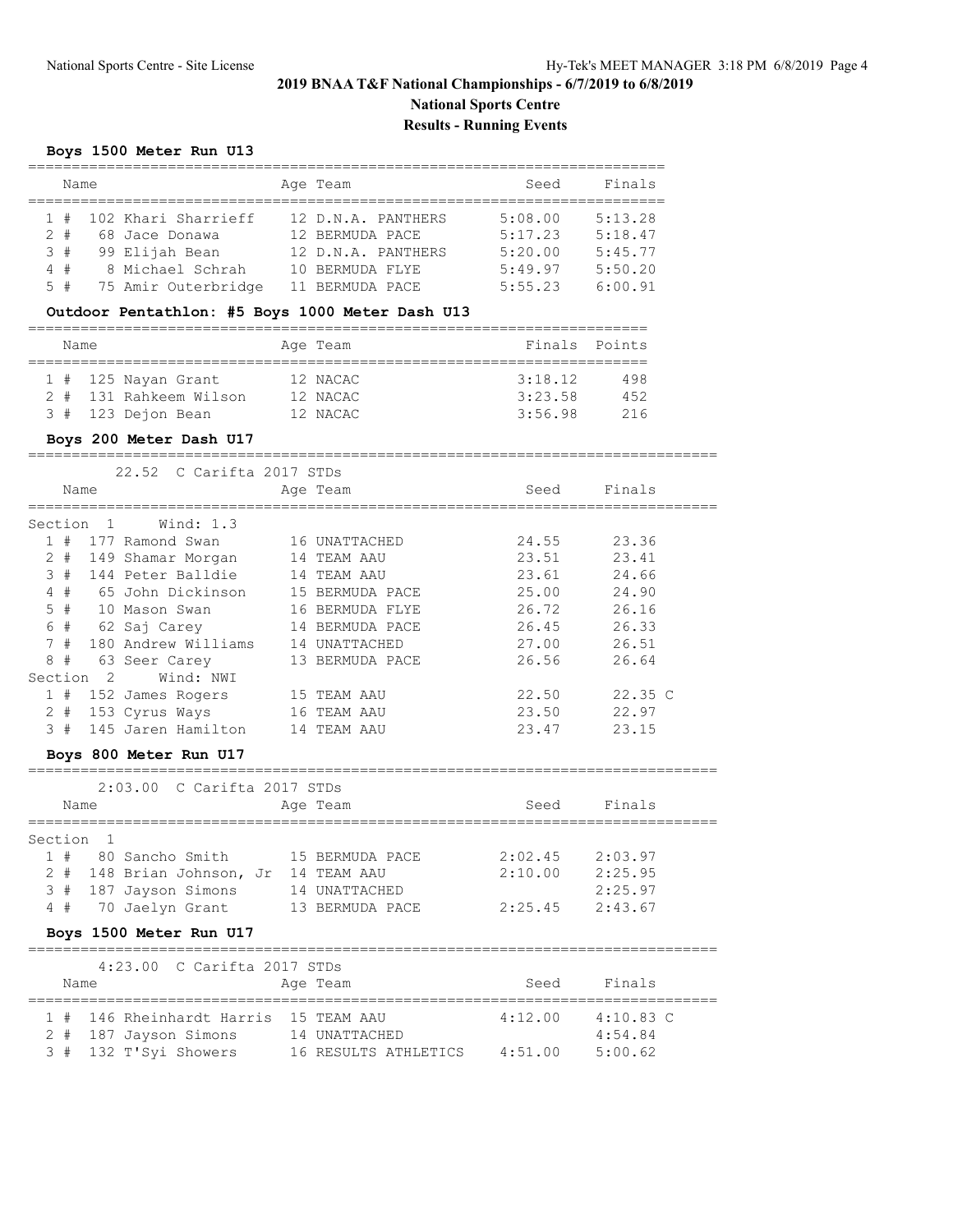# 2019 BNAA T&F National Championships - 6/7/2019 to 6/8/2019

## National Sports Centre

## Results - Running Events

### Boys 1500 Meter Run U13

| Place | Name | Age | Team | Seed | Finals |
|---|---|---|---|---|---|
| 1 # | 102 Khari Sharrieff | 12 | D.N.A. PANTHERS | 5:08.00 | 5:13.28 |
| 2 # | 68 Jace Donawa | 12 | BERMUDA PACE | 5:17.23 | 5:18.47 |
| 3 # | 99 Elijah Bean | 12 | D.N.A. PANTHERS | 5:20.00 | 5:45.77 |
| 4 # | 8 Michael Schrah | 10 | BERMUDA FLYE | 5:49.97 | 5:50.20 |
| 5 # | 75 Amir Outerbridge | 11 | BERMUDA PACE | 5:55.23 | 6:00.91 |

### Outdoor Pentathlon: #5 Boys 1000 Meter Dash U13

| Place | Name | Age | Team | Finals | Points |
|---|---|---|---|---|---|
| 1 # | 125 Nayan Grant | 12 | NACAC | 3:18.12 | 498 |
| 2 # | 131 Rahkeem Wilson | 12 | NACAC | 3:23.58 | 452 |
| 3 # | 123 Dejon Bean | 12 | NACAC | 3:56.98 | 216 |

### Boys 200 Meter Dash U17

22.52 C Carifta 2017 STDs

| Place | Name | Age | Team | Seed | Finals |
|---|---|---|---|---|---|
| **Section 1 Wind: 1.3** | | | | | |
| 1 # | 177 Ramond Swan | 16 | UNATTACHED | 24.55 | 23.36 |
| 2 # | 149 Shamar Morgan | 14 | TEAM AAU | 23.51 | 23.41 |
| 3 # | 144 Peter Balldie | 14 | TEAM AAU | 23.61 | 24.66 |
| 4 # | 65 John Dickinson | 15 | BERMUDA PACE | 25.00 | 24.90 |
| 5 # | 10 Mason Swan | 16 | BERMUDA FLYE | 26.72 | 26.16 |
| 6 # | 62 Saj Carey | 14 | BERMUDA PACE | 26.45 | 26.33 |
| 7 # | 180 Andrew Williams | 14 | UNATTACHED | 27.00 | 26.51 |
| 8 # | 63 Seer Carey | 13 | BERMUDA PACE | 26.56 | 26.64 |
| **Section 2 Wind: NWI** | | | | | |
| 1 # | 152 James Rogers | 15 | TEAM AAU | 22.50 | 22.35 C |
| 2 # | 153 Cyrus Ways | 16 | TEAM AAU | 23.50 | 22.97 |
| 3 # | 145 Jaren Hamilton | 14 | TEAM AAU | 23.47 | 23.15 |

### Boys 800 Meter Run U17

2:03.00 C Carifta 2017 STDs

| Place | Name | Age | Team | Seed | Finals |
|---|---|---|---|---|---|
| **Section 1** | | | | | |
| 1 # | 80 Sancho Smith | 15 | BERMUDA PACE | 2:02.45 | 2:03.97 |
| 2 # | 148 Brian Johnson, Jr | 14 | TEAM AAU | 2:10.00 | 2:25.95 |
| 3 # | 187 Jayson Simons | 14 | UNATTACHED | | 2:25.97 |
| 4 # | 70 Jaelyn Grant | 13 | BERMUDA PACE | 2:25.45 | 2:43.67 |

### Boys 1500 Meter Run U17

4:23.00 C Carifta 2017 STDs

| Place | Name | Age | Team | Seed | Finals |
|---|---|---|---|---|---|
| 1 # | 146 Rheinhardt Harris | 15 | TEAM AAU | 4:12.00 | 4:10.83 C |
| 2 # | 187 Jayson Simons | 14 | UNATTACHED | | 4:54.84 |
| 3 # | 132 T'Syi Showers | 16 | RESULTS ATHLETICS | 4:51.00 | 5:00.62 |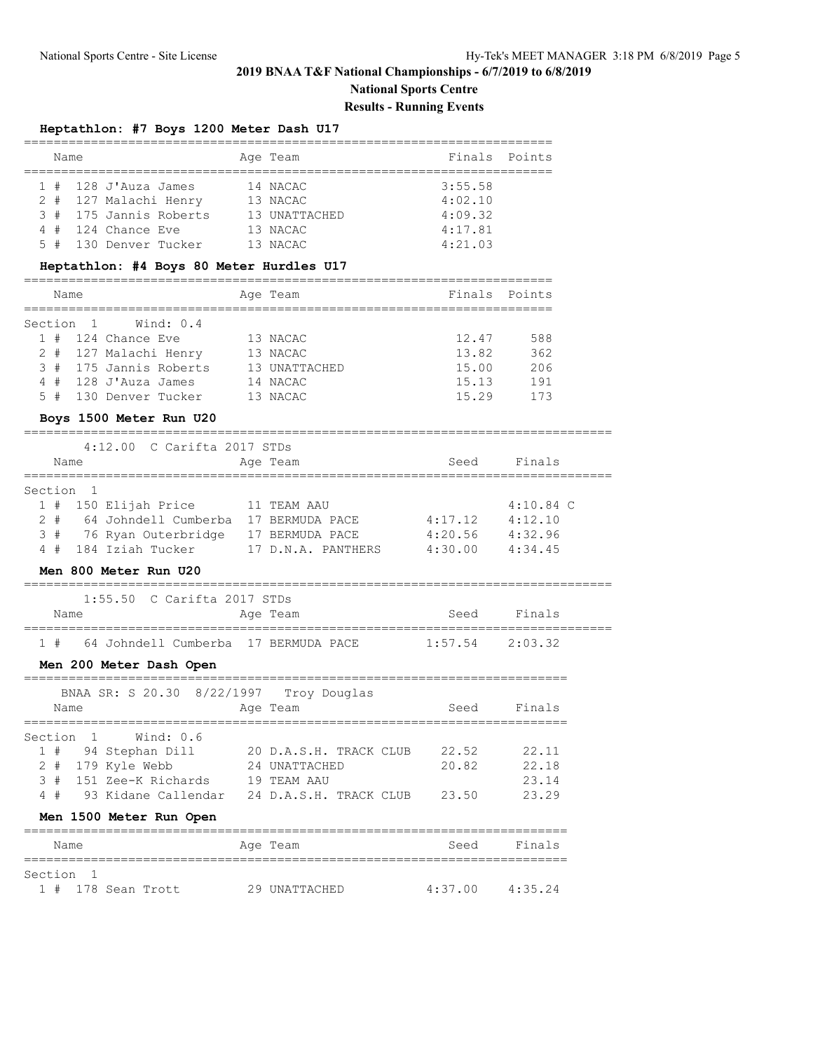# 2019 BNAA T&F National Championships - 6/7/2019 to 6/8/2019

## National Sports Centre

## Results - Running Events

### Heptathlon: #7 Boys 1200 Meter Dash U17

| Place | Name | Age | Team | Finals | Points |
|---|---|---|---|---|---|
| 1 # | 128 J'Auza James | 14 | NACAC | 3:55.58 | |
| 2 # | 127 Malachi Henry | 13 | NACAC | 4:02.10 | |
| 3 # | 175 Jannis Roberts | 13 | UNATTACHED | 4:09.32 | |
| 4 # | 124 Chance Eve | 13 | NACAC | 4:17.81 | |
| 5 # | 130 Denver Tucker | 13 | NACAC | 4:21.03 | |

### Heptathlon: #4 Boys 80 Meter Hurdles U17

Section 1 Wind: 0.4

| Place | Name | Age | Team | Finals | Points |
|---|---|---|---|---|---|
| 1 # | 124 Chance Eve | 13 | NACAC | 12.47 | 588 |
| 2 # | 127 Malachi Henry | 13 | NACAC | 13.82 | 362 |
| 3 # | 175 Jannis Roberts | 13 | UNATTACHED | 15.00 | 206 |
| 4 # | 128 J'Auza James | 14 | NACAC | 15.13 | 191 |
| 5 # | 130 Denver Tucker | 13 | NACAC | 15.29 | 173 |

### Boys 1500 Meter Run U20

4:12.00 C Carifta 2017 STDs

Section 1

| Place | Name | Age | Team | Seed | Finals |
|---|---|---|---|---|---|
| 1 # | 150 Elijah Price | 11 | TEAM AAU | | 4:10.84 C |
| 2 # | 64 Johndell Cumberba | 17 | BERMUDA PACE | 4:17.12 | 4:12.10 |
| 3 # | 76 Ryan Outerbridge | 17 | BERMUDA PACE | 4:20.56 | 4:32.96 |
| 4 # | 184 Iziah Tucker | 17 | D.N.A. PANTHERS | 4:30.00 | 4:34.45 |

### Men 800 Meter Run U20

1:55.50 C Carifta 2017 STDs

| Place | Name | Age | Team | Seed | Finals |
|---|---|---|---|---|---|
| 1 # | 64 Johndell Cumberba | 17 | BERMUDA PACE | 1:57.54 | 2:03.32 |

### Men 200 Meter Dash Open

BNAA SR: S 20.30 8/22/1997 Troy Douglas

Section 1 Wind: 0.6

| Place | Name | Age | Team | Seed | Finals |
|---|---|---|---|---|---|
| 1 # | 94 Stephan Dill | 20 | D.A.S.H. TRACK CLUB | 22.52 | 22.11 |
| 2 # | 179 Kyle Webb | 24 | UNATTACHED | 20.82 | 22.18 |
| 3 # | 151 Zee-K Richards | 19 | TEAM AAU | | 23.14 |
| 4 # | 93 Kidane Callendar | 24 | D.A.S.H. TRACK CLUB | 23.50 | 23.29 |

### Men 1500 Meter Run Open

Section 1

| Place | Name | Age | Team | Seed | Finals |
|---|---|---|---|---|---|
| 1 # | 178 Sean Trott | 29 | UNATTACHED | 4:37.00 | 4:35.24 |